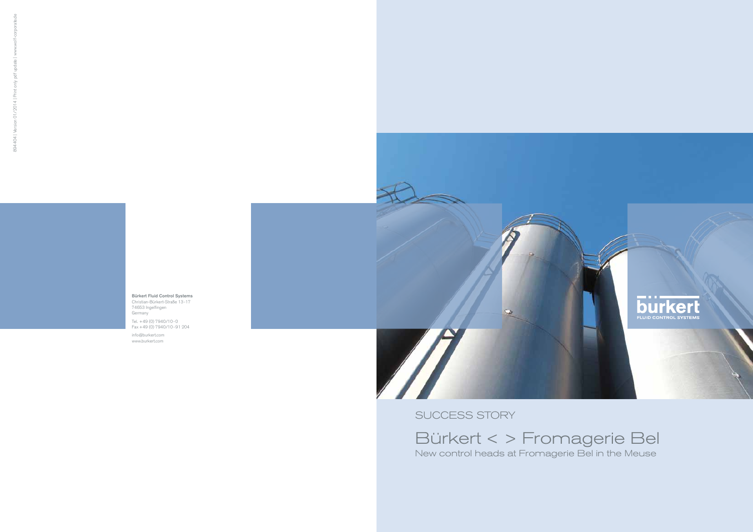894404 | Version 01/2014 | Print only pdf update | www.wolf-corporate.de

**Bürkert Fluid Control Systems**
Christian-Bürkert-Straße 13-17
74653 Ingelfingen
Germany

Tel. +49 (0) 7940/10-0
Fax +49 (0) 7940/10-91 204

info@burkert.com
www.burkert.com

bürkert
FLUID CONTROL SYSTEMS

SUCCESS STORY

# Bürkert < > Fromagerie Bel

New control heads at Fromagerie Bel in the Meuse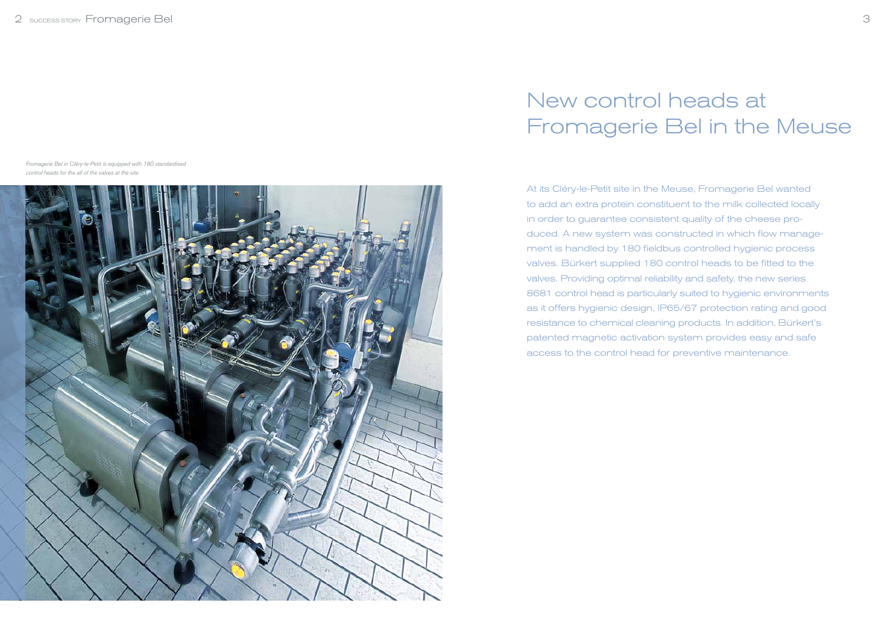# New control heads at Fromagerie Bel in the Meuse

*Fromagerie Bel in Cléry-le-Petit is equipped with 180 standardised control heads for the all of the valves at the site*

At its Cléry-le-Petit site in the Meuse, Fromagerie Bel wanted to add an extra protein constituent to the milk collected locally in order to guarantee consistent quality of the cheese produced. A new system was constructed in which flow management is handled by 180 fieldbus controlled hygienic process valves. Bürkert supplied 180 control heads to be fitted to the valves. Providing optimal reliability and safety, the new series 8681 control head is particularly suited to hygienic environments as it offers hygienic design, IP65/67 protection rating and good resistance to chemical cleaning products. In addition, Bürkert's patented magnetic activation system provides easy and safe access to the control head for preventive maintenance.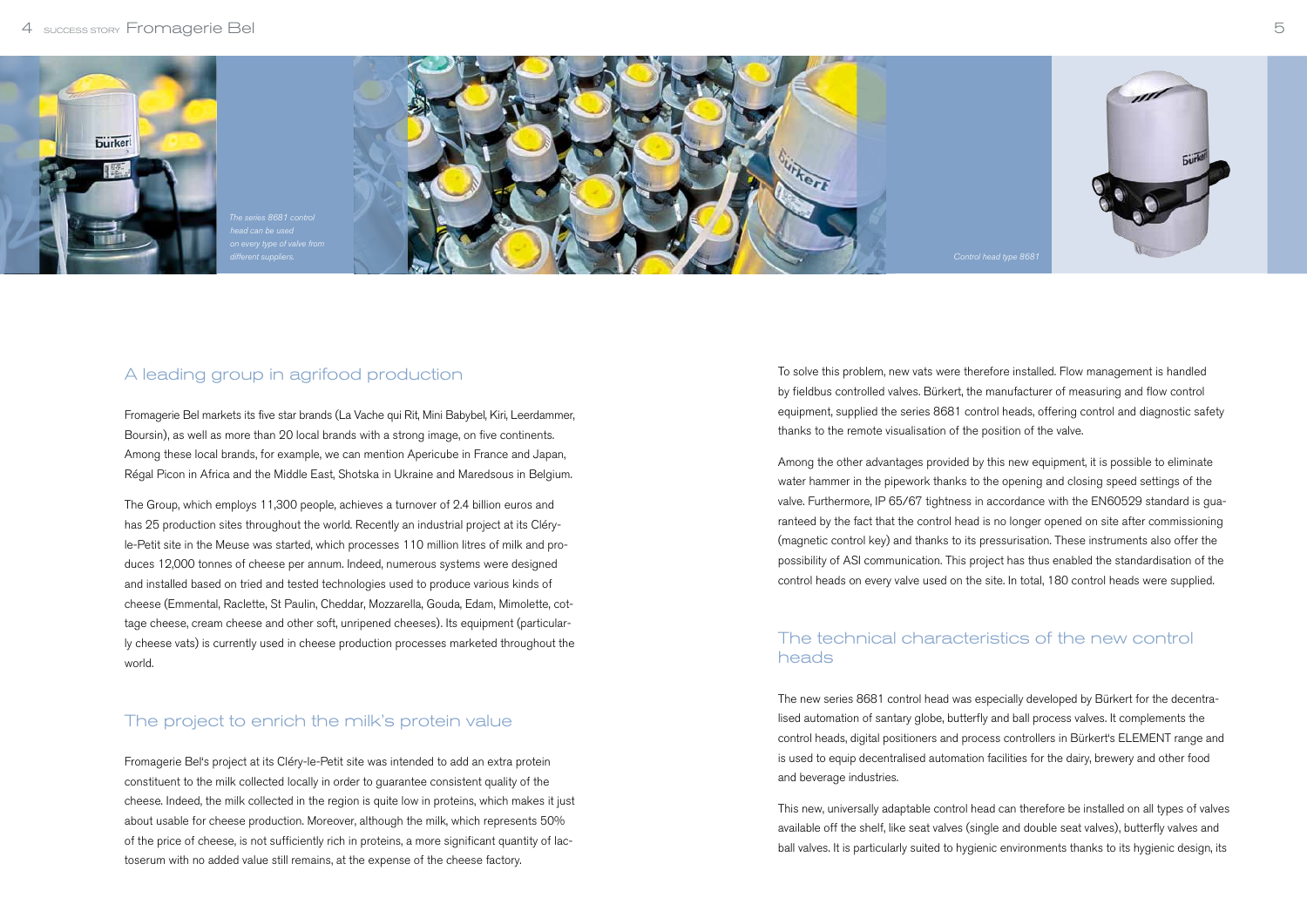*The series 8681 control head can be used on every type of valve from different suppliers.*

*Control head type 8681*

## A leading group in agrifood production

Fromagerie Bel markets its five star brands (La Vache qui Rit, Mini Babybel, Kiri, Leerdammer, Boursin), as well as more than 20 local brands with a strong image, on five continents. Among these local brands, for example, we can mention Apericube in France and Japan, Régal Picon in Africa and the Middle East, Shotska in Ukraine and Maredsous in Belgium.

The Group, which employs 11,300 people, achieves a turnover of 2.4 billion euros and has 25 production sites throughout the world. Recently an industrial project at its Cléry-le-Petit site in the Meuse was started, which processes 110 million litres of milk and produces 12,000 tonnes of cheese per annum. Indeed, numerous systems were designed and installed based on tried and tested technologies used to produce various kinds of cheese (Emmental, Raclette, St Paulin, Cheddar, Mozzarella, Gouda, Edam, Mimolette, cottage cheese, cream cheese and other soft, unripened cheeses). Its equipment (particularly cheese vats) is currently used in cheese production processes marketed throughout the world.

## The project to enrich the milk's protein value

Fromagerie Bel's project at its Cléry-le-Petit site was intended to add an extra protein constituent to the milk collected locally in order to guarantee consistent quality of the cheese. Indeed, the milk collected in the region is quite low in proteins, which makes it just about usable for cheese production. Moreover, although the milk, which represents 50% of the price of cheese, is not sufficiently rich in proteins, a more significant quantity of lactoserum with no added value still remains, at the expense of the cheese factory.

To solve this problem, new vats were therefore installed. Flow management is handled by fieldbus controlled valves. Bürkert, the manufacturer of measuring and flow control equipment, supplied the series 8681 control heads, offering control and diagnostic safety thanks to the remote visualisation of the position of the valve.

Among the other advantages provided by this new equipment, it is possible to eliminate water hammer in the pipework thanks to the opening and closing speed settings of the valve. Furthermore, IP 65/67 tightness in accordance with the EN60529 standard is guaranteed by the fact that the control head is no longer opened on site after commissioning (magnetic control key) and thanks to its pressurisation. These instruments also offer the possibility of ASI communication. This project has thus enabled the standardisation of the control heads on every valve used on the site. In total, 180 control heads were supplied.

## The technical characteristics of the new control heads

The new series 8681 control head was especially developed by Bürkert for the decentralised automation of santary globe, butterfly and ball process valves. It complements the control heads, digital positioners and process controllers in Bürkert's ELEMENT range and is used to equip decentralised automation facilities for the dairy, brewery and other food and beverage industries.

This new, universally adaptable control head can therefore be installed on all types of valves available off the shelf, like seat valves (single and double seat valves), butterfly valves and ball valves. It is particularly suited to hygienic environments thanks to its hygienic design, its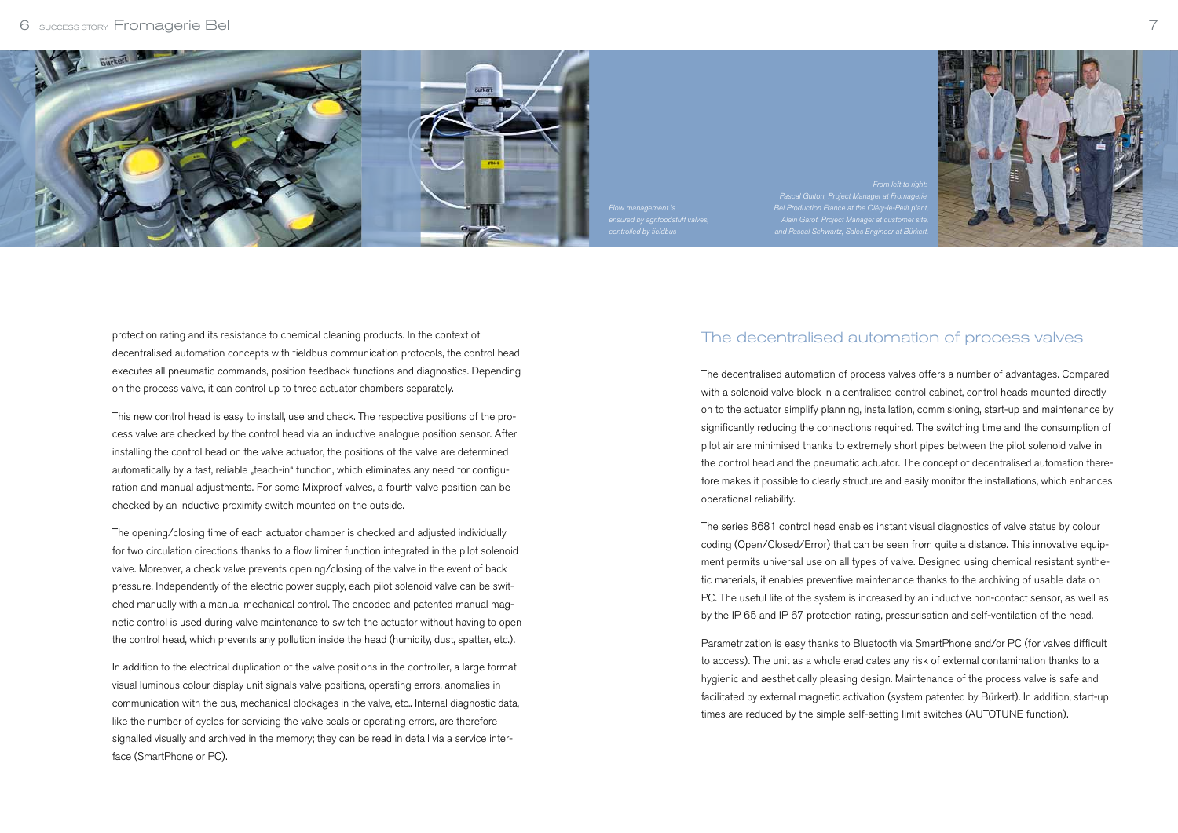Flow management is ensured by agrifoodstuff valves, controlled by fieldbus

From left to right: Pascal Guiton, Project Manager at Fromagerie Bel Production France at the Cléry-le-Petit plant, Alain Garot, Project Manager at customer site, and Pascal Schwartz, Sales Engineer at Bürkert.

protection rating and its resistance to chemical cleaning products. In the context of decentralised automation concepts with fieldbus communication protocols, the control head executes all pneumatic commands, position feedback functions and diagnostics. Depending on the process valve, it can control up to three actuator chambers separately.

This new control head is easy to install, use and check. The respective positions of the process valve are checked by the control head via an inductive analogue position sensor. After installing the control head on the valve actuator, the positions of the valve are determined automatically by a fast, reliable „teach-in" function, which eliminates any need for configuration and manual adjustments. For some Mixproof valves, a fourth valve position can be checked by an inductive proximity switch mounted on the outside.

The opening/closing time of each actuator chamber is checked and adjusted individually for two circulation directions thanks to a flow limiter function integrated in the pilot solenoid valve. Moreover, a check valve prevents opening/closing of the valve in the event of back pressure. Independently of the electric power supply, each pilot solenoid valve can be switched manually with a manual mechanical control. The encoded and patented manual magnetic control is used during valve maintenance to switch the actuator without having to open the control head, which prevents any pollution inside the head (humidity, dust, spatter, etc.).

In addition to the electrical duplication of the valve positions in the controller, a large format visual luminous colour display unit signals valve positions, operating errors, anomalies in communication with the bus, mechanical blockages in the valve, etc.. Internal diagnostic data, like the number of cycles for servicing the valve seals or operating errors, are therefore signalled visually and archived in the memory; they can be read in detail via a service interface (SmartPhone or PC).

## The decentralised automation of process valves

The decentralised automation of process valves offers a number of advantages. Compared with a solenoid valve block in a centralised control cabinet, control heads mounted directly on to the actuator simplify planning, installation, commisioning, start-up and maintenance by significantly reducing the connections required. The switching time and the consumption of pilot air are minimised thanks to extremely short pipes between the pilot solenoid valve in the control head and the pneumatic actuator. The concept of decentralised automation therefore makes it possible to clearly structure and easily monitor the installations, which enhances operational reliability.

The series 8681 control head enables instant visual diagnostics of valve status by colour coding (Open/Closed/Error) that can be seen from quite a distance. This innovative equipment permits universal use on all types of valve. Designed using chemical resistant synthetic materials, it enables preventive maintenance thanks to the archiving of usable data on PC. The useful life of the system is increased by an inductive non-contact sensor, as well as by the IP 65 and IP 67 protection rating, pressurisation and self-ventilation of the head.

Parametrization is easy thanks to Bluetooth via SmartPhone and/or PC (for valves difficult to access). The unit as a whole eradicates any risk of external contamination thanks to a hygienic and aesthetically pleasing design. Maintenance of the process valve is safe and facilitated by external magnetic activation (system patented by Bürkert). In addition, start-up times are reduced by the simple self-setting limit switches (AUTOTUNE function).